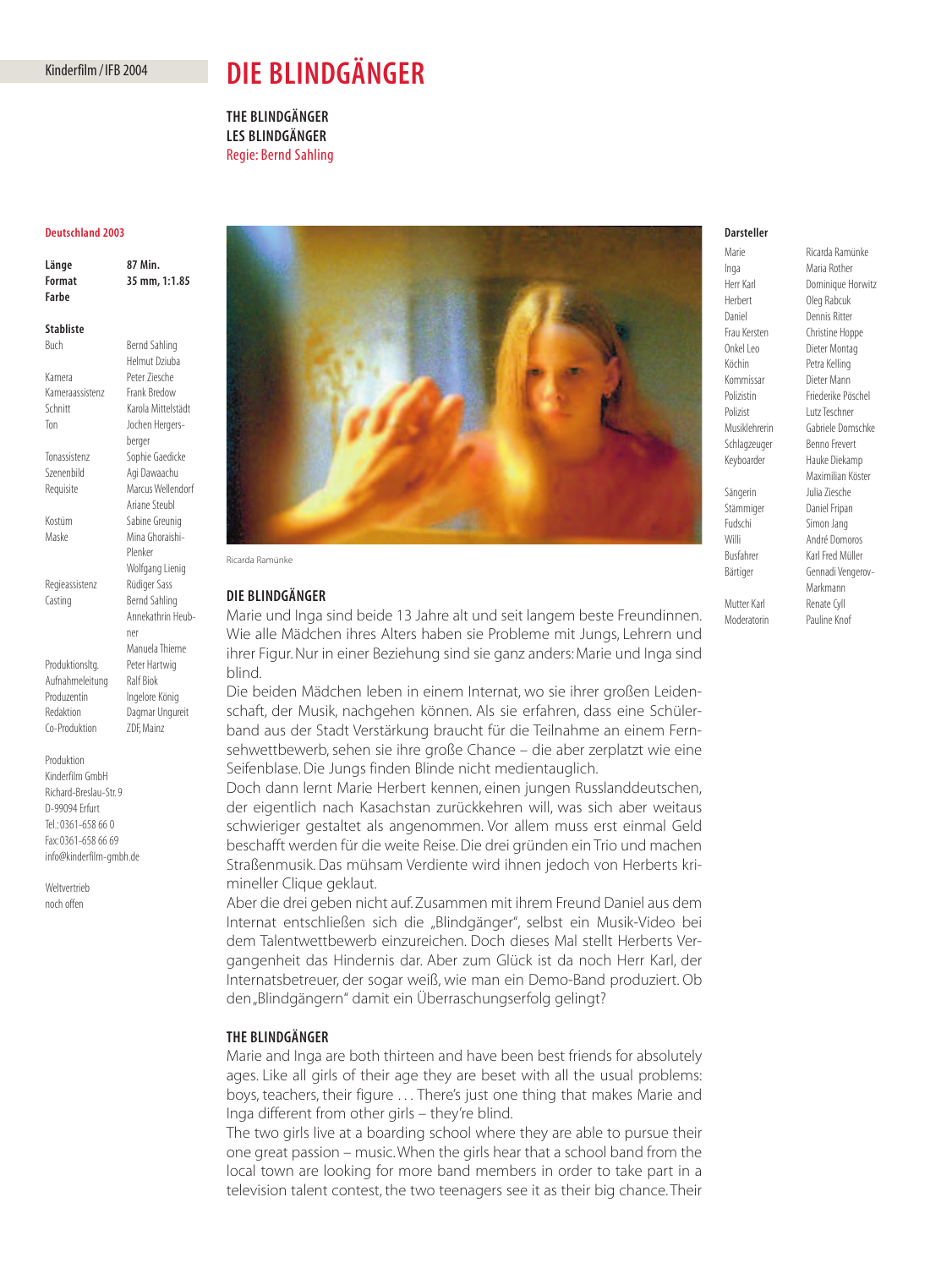Kinderfilm / IFB 2004

# DIE BLINDGÄNGER

**THE BLINDGÄNGER**
**LES BLINDGÄNGER**
Regie: Bernd Sahling

**Deutschland 2003**

| | |
|---|---|
| **Länge** | **87 Min.** |
| **Format** | **35 mm, 1:1.85** |
| **Farbe** | |

**Stabliste**

| | |
|---|---|
| Buch | Bernd Sahling, Helmut Dziuba |
| Kamera | Peter Ziesche |
| Kameraassistenz | Frank Bredow |
| Schnitt | Karola Mittelstädt |
| Ton | Jochen Hergersberger |
| Tonassistenz | Sophie Gaedicke |
| Szenenbild | Agi Dawaachu |
| Requisite | Marcus Wellendorf, Ariane Steubl |
| Kostüm | Sabine Greunig |
| Maske | Mina Ghoraishi-Plenker, Wolfgang Lienig |
| Regieassistenz | Rüdiger Sass |
| Casting | Bernd Sahling, Annekathrin Heubner, Manuela Thieme |
| Produktionsltg. | Peter Hartwig |
| Aufnahmeleitung | Ralf Biok |
| Produzentin | Ingelore König |
| Redaktion | Dagmar Ungureit |
| Co-Produktion | ZDF, Mainz |

Produktion
Kinderfilm GmbH
Richard-Breslau-Str. 9
D-99094 Erfurt
Tel.: 0361-658 66 0
Fax: 0361-658 66 69
info@kinderfilm-gmbh.de

Weltvertrieb
noch offen

Ricarda Ramünke

## DIE BLINDGÄNGER

Marie und Inga sind beide 13 Jahre alt und seit langem beste Freundinnen. Wie alle Mädchen ihres Alters haben sie Probleme mit Jungs, Lehrern und ihrer Figur. Nur in einer Beziehung sind sie ganz anders: Marie und Inga sind blind.

Die beiden Mädchen leben in einem Internat, wo sie ihrer großen Leidenschaft, der Musik, nachgehen können. Als sie erfahren, dass eine Schülerband aus der Stadt Verstärkung braucht für die Teilnahme an einem Fernsehwettbewerb, sehen sie ihre große Chance – die aber zerplatzt wie eine Seifenblase. Die Jungs finden Blinde nicht medientauglich.

Doch dann lernt Marie Herbert kennen, einen jungen Russlanddeutschen, der eigentlich nach Kasachstan zurückkehren will, was sich aber weitaus schwieriger gestaltet als angenommen. Vor allem muss erst einmal Geld beschafft werden für die weite Reise. Die drei gründen ein Trio und machen Straßenmusik. Das mühsam Verdiente wird ihnen jedoch von Herberts krimineller Clique geklaut.

Aber die drei geben nicht auf. Zusammen mit ihrem Freund Daniel aus dem Internat entschließen sich die „Blindgänger", selbst ein Musik-Video bei dem Talentwettbewerb einzureichen. Doch dieses Mal stellt Herberts Vergangenheit das Hindernis dar. Aber zum Glück ist da noch Herr Karl, der Internatsbetreuer, der sogar weiß, wie man ein Demo-Band produziert. Ob den „Blindgängern" damit ein Überraschungserfolg gelingt?

## THE BLINDGÄNGER

Marie and Inga are both thirteen and have been best friends for absolutely ages. Like all girls of their age they are beset with all the usual problems: boys, teachers, their figure . . . There's just one thing that makes Marie and Inga different from other girls – they're blind.

The two girls live at a boarding school where they are able to pursue their one great passion – music. When the girls hear that a school band from the local town are looking for more band members in order to take part in a television talent contest, the two teenagers see it as their big chance. Their

**Darsteller**

| | |
|---|---|
| Marie | Ricarda Ramünke |
| Inga | Maria Rother |
| Herr Karl | Dominique Horwitz |
| Herbert | Oleg Rabcuk |
| Daniel | Dennis Ritter |
| Frau Kersten | Christine Hoppe |
| Onkel Leo | Dieter Montag |
| Köchin | Petra Kelling |
| Kommissar | Dieter Mann |
| Polizistin | Friederike Pöschel |
| Polizist | Lutz Teschner |
| Musiklehrerin | Gabriele Domschke |
| Schlagzeuger | Benno Frevert |
| Keyboarder | Hauke Diekamp, Maximilian Köster |
| Sängerin | Julia Ziesche |
| Stämmiger | Daniel Fripan |
| Fudschi | Simon Jang |
| Willi | André Domoros |
| Busfahrer | Karl Fred Müller |
| Bärtiger | Gennadi Vengerov-Markmann |
| Mutter Karl | Renate Cyll |
| Moderatorin | Pauline Knof |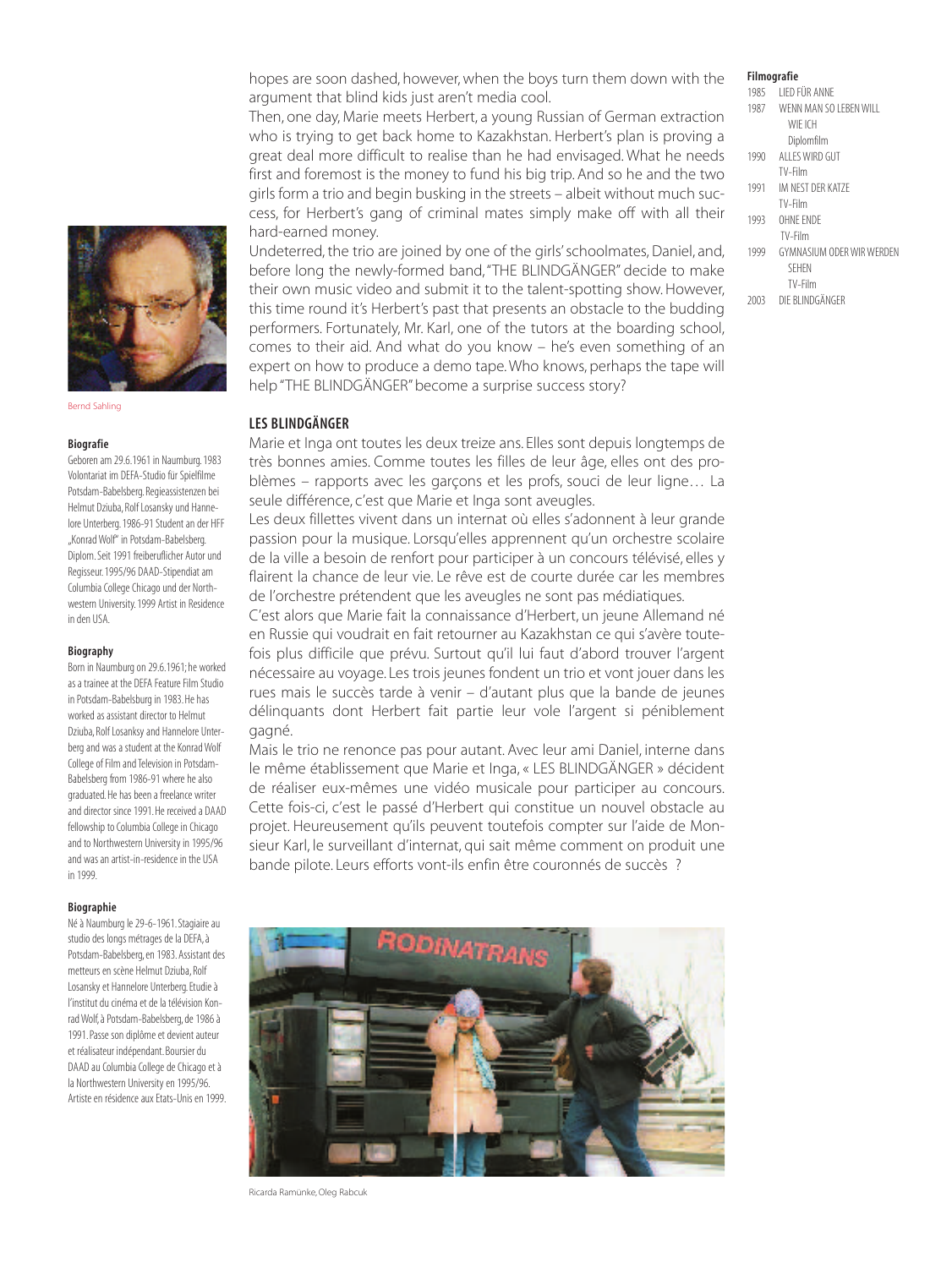hopes are soon dashed, however, when the boys turn them down with the argument that blind kids just aren't media cool.

Then, one day, Marie meets Herbert, a young Russian of German extraction who is trying to get back home to Kazakhstan. Herbert's plan is proving a great deal more difficult to realise than he had envisaged. What he needs first and foremost is the money to fund his big trip. And so he and the two girls form a trio and begin busking in the streets – albeit without much success, for Herbert's gang of criminal mates simply make off with all their hard-earned money.

Undeterred, the trio are joined by one of the girls' schoolmates, Daniel, and, before long the newly-formed band, "THE BLINDGÄNGER" decide to make their own music video and submit it to the talent-spotting show. However, this time round it's Herbert's past that presents an obstacle to the budding performers. Fortunately, Mr. Karl, one of the tutors at the boarding school, comes to their aid. And what do you know – he's even something of an expert on how to produce a demo tape. Who knows, perhaps the tape will help "THE BLINDGÄNGER" become a surprise success story?

## LES BLINDGÄNGER

Marie et Inga ont toutes les deux treize ans. Elles sont depuis longtemps de très bonnes amies. Comme toutes les filles de leur âge, elles ont des problèmes – rapports avec les garçons et les profs, souci de leur ligne… La seule différence, c'est que Marie et Inga sont aveugles.

Les deux fillettes vivent dans un internat où elles s'adonnent à leur grande passion pour la musique. Lorsqu'elles apprennent qu'un orchestre scolaire de la ville a besoin de renfort pour participer à un concours télévisé, elles y flairent la chance de leur vie. Le rêve est de courte durée car les membres de l'orchestre prétendent que les aveugles ne sont pas médiatiques.

C'est alors que Marie fait la connaissance d'Herbert, un jeune Allemand né en Russie qui voudrait en fait retourner au Kazakhstan ce qui s'avère toutefois plus difficile que prévu. Surtout qu'il lui faut d'abord trouver l'argent nécessaire au voyage. Les trois jeunes fondent un trio et vont jouer dans les rues mais le succès tarde à venir – d'autant plus que la bande de jeunes délinquants dont Herbert fait partie leur vole l'argent si péniblement gagné.

Mais le trio ne renonce pas pour autant. Avec leur ami Daniel, interne dans le même établissement que Marie et Inga, « LES BLINDGÄNGER » décident de réaliser eux-mêmes une vidéo musicale pour participer au concours. Cette fois-ci, c'est le passé d'Herbert qui constitue un nouvel obstacle au projet. Heureusement qu'ils peuvent toutefois compter sur l'aide de Monsieur Karl, le surveillant d'internat, qui sait même comment on produit une bande pilote. Leurs efforts vont-ils enfin être couronnés de succès ?

Ricarda Ramünke, Oleg Rabcuk

Bernd Sahling

**Biografie**

Geboren am 29.6.1961 in Naumburg. 1983 Volontariat im DEFA-Studio für Spielfilme Potsdam-Babelsberg. Regieassistenzen bei Helmut Dziuba, Rolf Losansky und Hannelore Unterberg. 1986-91 Student an der HFF „Konrad Wolf" in Potsdam-Babelsberg. Diplom. Seit 1991 freiberuflicher Autor und Regisseur. 1995/96 DAAD-Stipendiat am Columbia College Chicago und der Northwestern University. 1999 Artist in Residence in den USA.

**Biography**

Born in Naumburg on 29.6.1961; he worked as a trainee at the DEFA Feature Film Studio in Potsdam-Babelsburg in 1983. He has worked as assistant director to Helmut Dziuba, Rolf Losanksy and Hannelore Unterberg and was a student at the Konrad Wolf College of Film and Television in Potsdam-Babelsberg from 1986-91 where he also graduated. He has been a freelance writer and director since 1991. He received a DAAD fellowship to Columbia College in Chicago and to Northwestern University in 1995/96 and was an artist-in-residence in the USA in 1999.

**Biographie**

Né à Naumburg le 29-6-1961. Stagiaire au studio des longs métrages de la DEFA, à Potsdam-Babelsberg, en 1983. Assistant des metteurs en scène Helmut Dziuba, Rolf Losansky et Hannelore Unterberg. Etudie à l'institut du cinéma et de la télévision Konrad Wolf, à Potsdam-Babelsberg, de 1986 à 1991. Passe son diplôme et devient auteur et réalisateur indépendant. Boursier du DAAD au Columbia College de Chicago et à la Northwestern University en 1995/96. Artiste en résidence aux Etats-Unis en 1999.

**Filmografie**

| | |
|---|---|
| 1985 | LIED FÜR ANNE |
| 1987 | WENN MAN SO LEBEN WILL WIE ICH<br>Diplomfilm |
| 1990 | ALLES WIRD GUT<br>TV-Film |
| 1991 | IM NEST DER KATZE<br>TV-Film |
| 1993 | OHNE ENDE<br>TV-Film |
| 1999 | GYMNASIUM ODER WIR WERDEN SEHEN<br>TV-Film |
| 2003 | DIE BLINDGÄNGER |